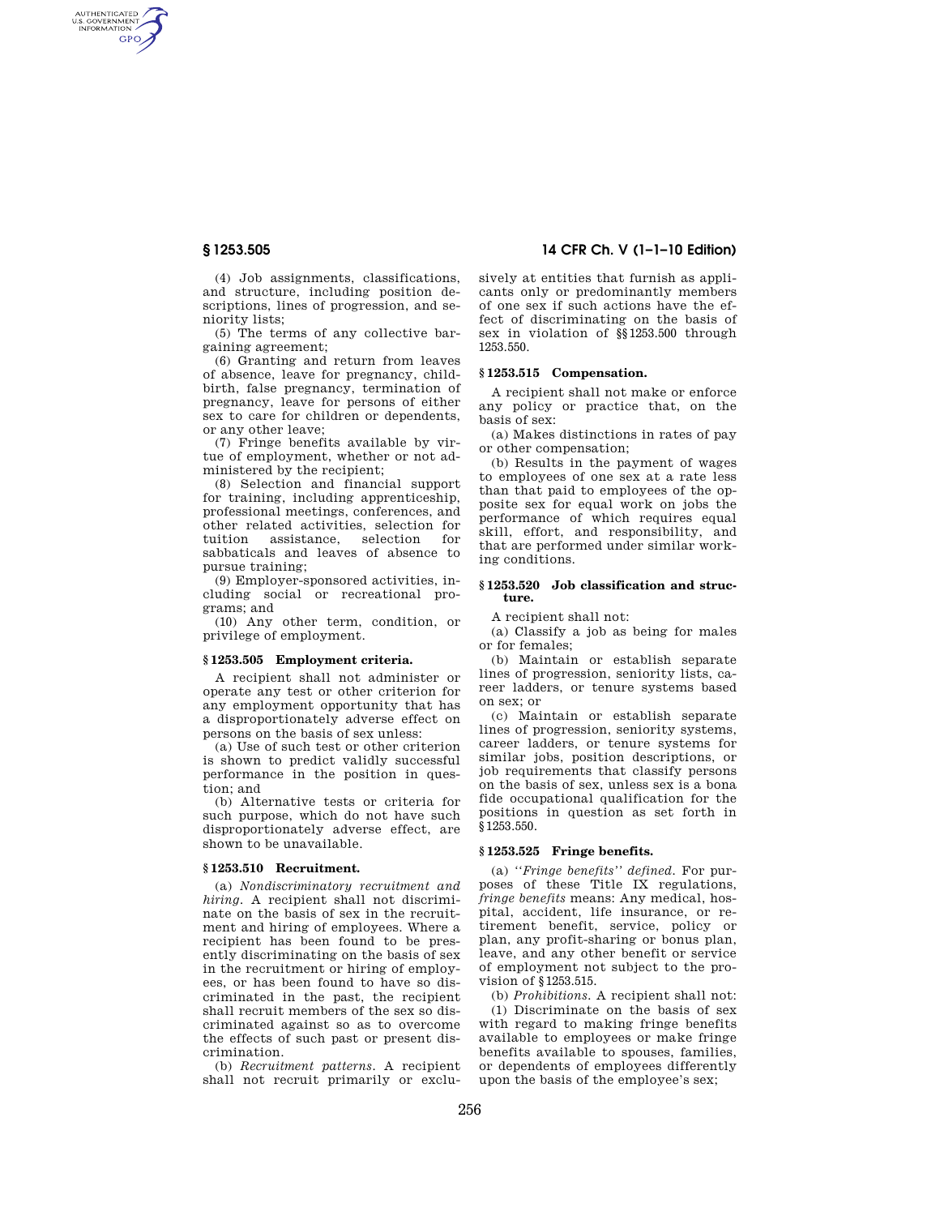(4) Job assignments, classifications, and structure, including position descriptions, lines of progression, and seniority lists;

(5) The terms of any collective bargaining agreement;

(6) Granting and return from leaves of absence, leave for pregnancy, childbirth, false pregnancy, termination of pregnancy, leave for persons of either sex to care for children or dependents, or any other leave;

(7) Fringe benefits available by virtue of employment, whether or not administered by the recipient;

(8) Selection and financial support for training, including apprenticeship, professional meetings, conferences, and other related activities, selection for tuition assistance, selection for sabbaticals and leaves of absence to pursue training;

(9) Employer-sponsored activities, including social or recreational programs; and

(10) Any other term, condition, or privilege of employment.

### § 1253.505 Employment criteria.

A recipient shall not administer or operate any test or other criterion for any employment opportunity that has a disproportionately adverse effect on persons on the basis of sex unless:

(a) Use of such test or other criterion is shown to predict validly successful performance in the position in question; and

(b) Alternative tests or criteria for such purpose, which do not have such disproportionately adverse effect, are shown to be unavailable.

### § 1253.510 Recruitment.

(a) *Nondiscriminatory recruitment and hiring.* A recipient shall not discriminate on the basis of sex in the recruitment and hiring of employees. Where a recipient has been found to be presently discriminating on the basis of sex in the recruitment or hiring of employees, or has been found to have so discriminated in the past, the recipient shall recruit members of the sex so discriminated against so as to overcome the effects of such past or present discrimination.

(b) *Recruitment patterns.* A recipient shall not recruit primarily or exclusively at entities that furnish as applicants only or predominantly members of one sex if such actions have the effect of discriminating on the basis of sex in violation of §§ 1253.500 through 1253.550.

### § 1253.515 Compensation.

A recipient shall not make or enforce any policy or practice that, on the basis of sex:

(a) Makes distinctions in rates of pay or other compensation;

(b) Results in the payment of wages to employees of one sex at a rate less than that paid to employees of the opposite sex for equal work on jobs the performance of which requires equal skill, effort, and responsibility, and that are performed under similar working conditions.

### § 1253.520 Job classification and structure.

A recipient shall not:

(a) Classify a job as being for males or for females;

(b) Maintain or establish separate lines of progression, seniority lists, career ladders, or tenure systems based on sex; or

(c) Maintain or establish separate lines of progression, seniority systems, career ladders, or tenure systems for similar jobs, position descriptions, or job requirements that classify persons on the basis of sex, unless sex is a bona fide occupational qualification for the positions in question as set forth in § 1253.550.

### § 1253.525 Fringe benefits.

(a) *''Fringe benefits'' defined.* For purposes of these Title IX regulations, *fringe benefits* means: Any medical, hospital, accident, life insurance, or retirement benefit, service, policy or plan, any profit-sharing or bonus plan, leave, and any other benefit or service of employment not subject to the provision of § 1253.515.

(b) *Prohibitions.* A recipient shall not:

(1) Discriminate on the basis of sex with regard to making fringe benefits available to employees or make fringe benefits available to spouses, families, or dependents of employees differently upon the basis of the employee's sex;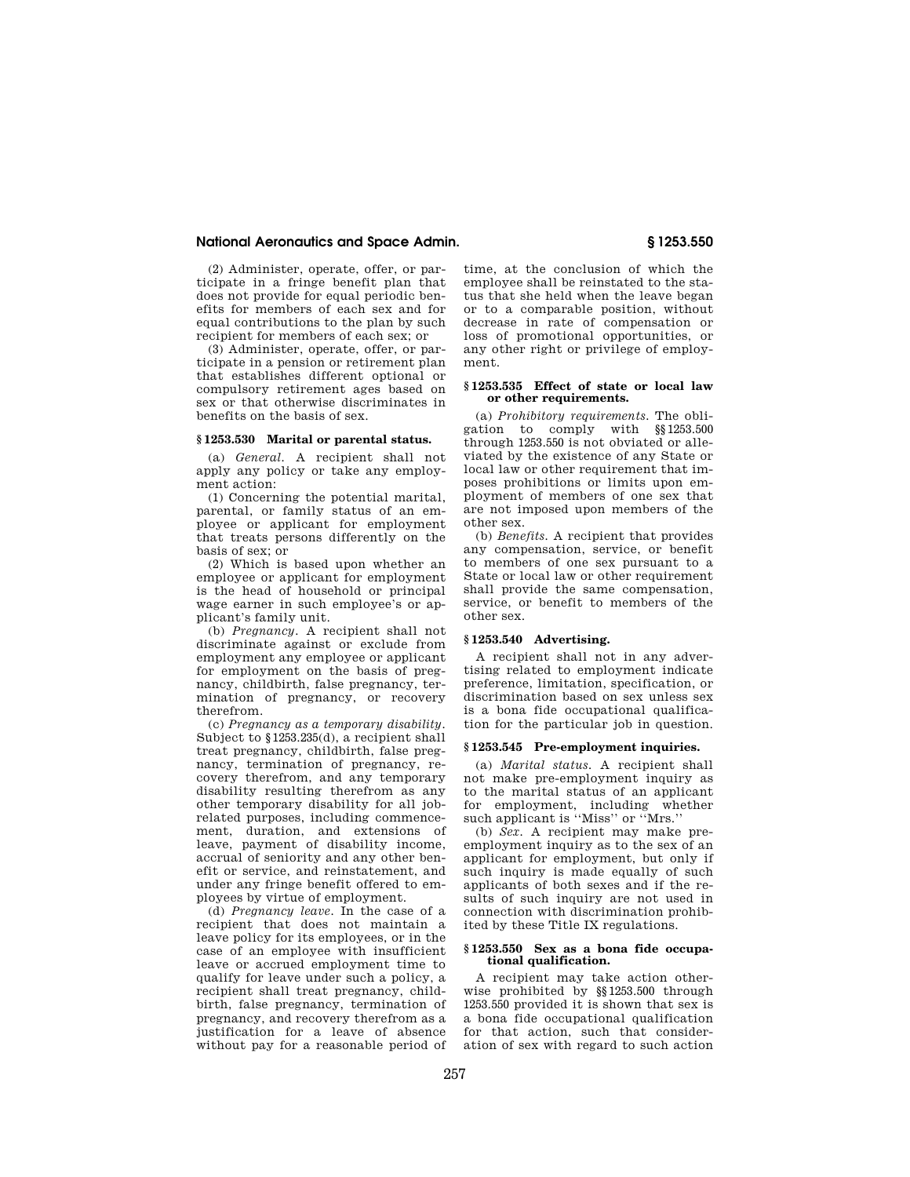(2) Administer, operate, offer, or participate in a fringe benefit plan that does not provide for equal periodic benefits for members of each sex and for equal contributions to the plan by such recipient for members of each sex; or

(3) Administer, operate, offer, or participate in a pension or retirement plan that establishes different optional or compulsory retirement ages based on sex or that otherwise discriminates in benefits on the basis of sex.

### § 1253.530 Marital or parental status.

(a) *General.* A recipient shall not apply any policy or take any employment action:

(1) Concerning the potential marital, parental, or family status of an employee or applicant for employment that treats persons differently on the basis of sex; or

(2) Which is based upon whether an employee or applicant for employment is the head of household or principal wage earner in such employee's or applicant's family unit.

(b) *Pregnancy.* A recipient shall not discriminate against or exclude from employment any employee or applicant for employment on the basis of pregnancy, childbirth, false pregnancy, termination of pregnancy, or recovery therefrom.

(c) *Pregnancy as a temporary disability.* Subject to § 1253.235(d), a recipient shall treat pregnancy, childbirth, false pregnancy, termination of pregnancy, recovery therefrom, and any temporary disability resulting therefrom as any other temporary disability for all job-related purposes, including commencement, duration, and extensions of leave, payment of disability income, accrual of seniority and any other benefit or service, and reinstatement, and under any fringe benefit offered to employees by virtue of employment.

(d) *Pregnancy leave.* In the case of a recipient that does not maintain a leave policy for its employees, or in the case of an employee with insufficient leave or accrued employment time to qualify for leave under such a policy, a recipient shall treat pregnancy, childbirth, false pregnancy, termination of pregnancy, and recovery therefrom as a justification for a leave of absence without pay for a reasonable period of time, at the conclusion of which the employee shall be reinstated to the status that she held when the leave began or to a comparable position, without decrease in rate of compensation or loss of promotional opportunities, or any other right or privilege of employment.

### § 1253.535 Effect of state or local law or other requirements.

(a) *Prohibitory requirements.* The obligation to comply with §§ 1253.500 through 1253.550 is not obviated or alleviated by the existence of any State or local law or other requirement that imposes prohibitions or limits upon employment of members of one sex that are not imposed upon members of the other sex.

(b) *Benefits.* A recipient that provides any compensation, service, or benefit to members of one sex pursuant to a State or local law or other requirement shall provide the same compensation, service, or benefit to members of the other sex.

### § 1253.540 Advertising.

A recipient shall not in any advertising related to employment indicate preference, limitation, specification, or discrimination based on sex unless sex is a bona fide occupational qualification for the particular job in question.

### § 1253.545 Pre-employment inquiries.

(a) *Marital status.* A recipient shall not make pre-employment inquiry as to the marital status of an applicant for employment, including whether such applicant is ''Miss'' or ''Mrs.''

(b) *Sex.* A recipient may make pre-employment inquiry as to the sex of an applicant for employment, but only if such inquiry is made equally of such applicants of both sexes and if the results of such inquiry are not used in connection with discrimination prohibited by these Title IX regulations.

### § 1253.550 Sex as a bona fide occupational qualification.

A recipient may take action otherwise prohibited by §§ 1253.500 through 1253.550 provided it is shown that sex is a bona fide occupational qualification for that action, such that consideration of sex with regard to such action